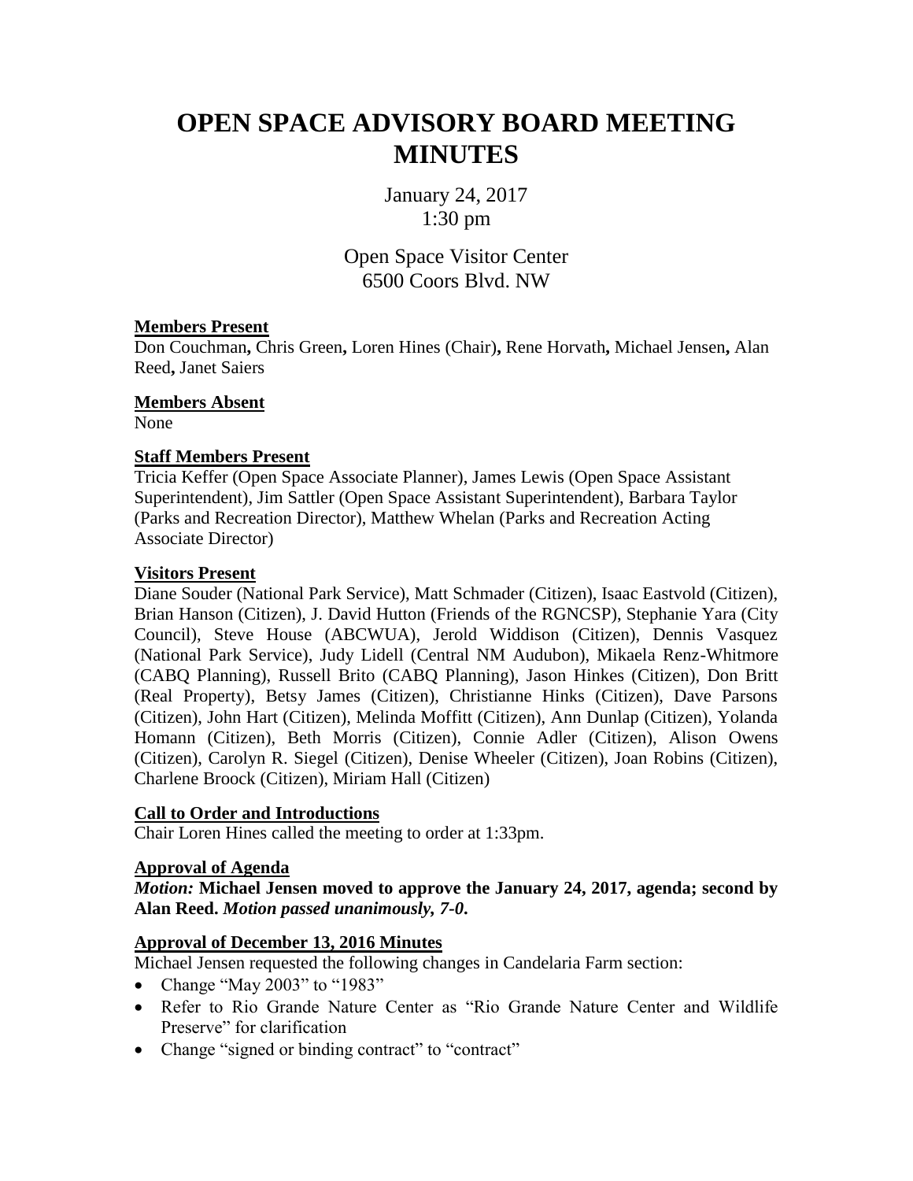# OPEN SPACE ADVISORY BOARD MEETING MINUTES

January 24, 2017
1:30 pm

Open Space Visitor Center
6500 Coors Blvd. NW

**Members Present**
Don Couchman**,** Chris Green**,** Loren Hines (Chair)**,** Rene Horvath**,** Michael Jensen**,** Alan Reed**,** Janet Saiers

**Members Absent**
None

**Staff Members Present**
Tricia Keffer (Open Space Associate Planner), James Lewis (Open Space Assistant Superintendent), Jim Sattler (Open Space Assistant Superintendent), Barbara Taylor (Parks and Recreation Director), Matthew Whelan (Parks and Recreation Acting Associate Director)

**Visitors Present**
Diane Souder (National Park Service), Matt Schmader (Citizen), Isaac Eastvold (Citizen), Brian Hanson (Citizen), J. David Hutton (Friends of the RGNCSP), Stephanie Yara (City Council), Steve House (ABCWUA), Jerold Widdison (Citizen), Dennis Vasquez (National Park Service), Judy Lidell (Central NM Audubon), Mikaela Renz-Whitmore (CABQ Planning), Russell Brito (CABQ Planning), Jason Hinkes (Citizen), Don Britt (Real Property), Betsy James (Citizen), Christianne Hinks (Citizen), Dave Parsons (Citizen), John Hart (Citizen), Melinda Moffitt (Citizen), Ann Dunlap (Citizen), Yolanda Homann (Citizen), Beth Morris (Citizen), Connie Adler (Citizen), Alison Owens (Citizen), Carolyn R. Siegel (Citizen), Denise Wheeler (Citizen), Joan Robins (Citizen), Charlene Broock (Citizen), Miriam Hall (Citizen)

**Call to Order and Introductions**
Chair Loren Hines called the meeting to order at 1:33pm.

**Approval of Agenda**
***Motion:*** **Michael Jensen moved to approve the January 24, 2017, agenda; second by Alan Reed.** ***Motion passed unanimously, 7-0.***

**Approval of December 13, 2016 Minutes**
Michael Jensen requested the following changes in Candelaria Farm section:

- Change "May 2003" to "1983"
- Refer to Rio Grande Nature Center as "Rio Grande Nature Center and Wildlife Preserve" for clarification
- Change "signed or binding contract" to "contract"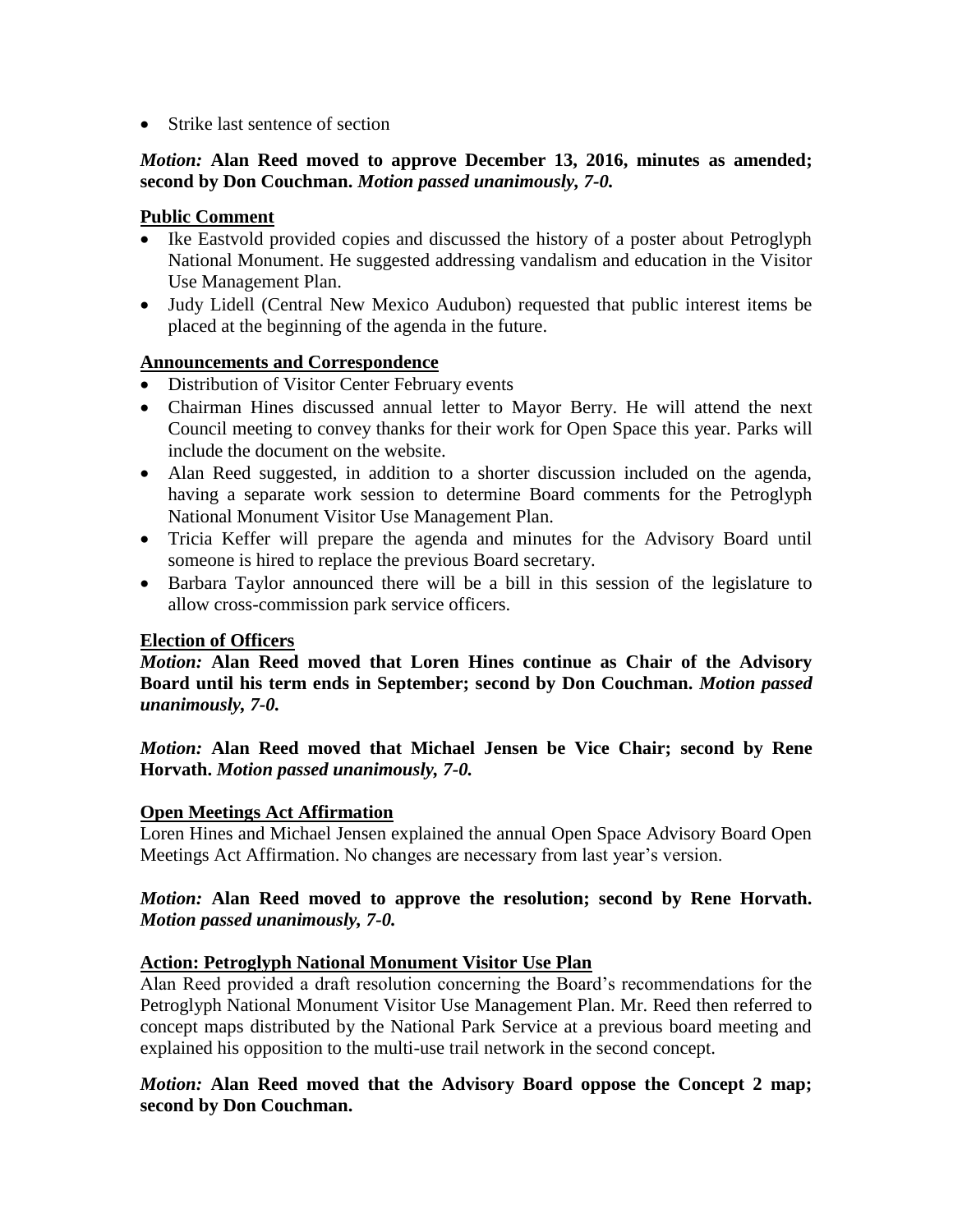- Strike last sentence of section

***Motion:*** **Alan Reed moved to approve December 13, 2016, minutes as amended; second by Don Couchman.** ***Motion passed unanimously, 7-0.***

**Public Comment**

- Ike Eastvold provided copies and discussed the history of a poster about Petroglyph National Monument. He suggested addressing vandalism and education in the Visitor Use Management Plan.
- Judy Lidell (Central New Mexico Audubon) requested that public interest items be placed at the beginning of the agenda in the future.

**Announcements and Correspondence**

- Distribution of Visitor Center February events
- Chairman Hines discussed annual letter to Mayor Berry. He will attend the next Council meeting to convey thanks for their work for Open Space this year. Parks will include the document on the website.
- Alan Reed suggested, in addition to a shorter discussion included on the agenda, having a separate work session to determine Board comments for the Petroglyph National Monument Visitor Use Management Plan.
- Tricia Keffer will prepare the agenda and minutes for the Advisory Board until someone is hired to replace the previous Board secretary.
- Barbara Taylor announced there will be a bill in this session of the legislature to allow cross-commission park service officers.

**Election of Officers**

***Motion:*** **Alan Reed moved that Loren Hines continue as Chair of the Advisory Board until his term ends in September; second by Don Couchman.** ***Motion passed unanimously, 7-0.***

***Motion:*** **Alan Reed moved that Michael Jensen be Vice Chair; second by Rene Horvath.** ***Motion passed unanimously, 7-0.***

**Open Meetings Act Affirmation**

Loren Hines and Michael Jensen explained the annual Open Space Advisory Board Open Meetings Act Affirmation. No changes are necessary from last year's version.

***Motion:*** **Alan Reed moved to approve the resolution; second by Rene Horvath.** ***Motion passed unanimously, 7-0.***

**Action: Petroglyph National Monument Visitor Use Plan**

Alan Reed provided a draft resolution concerning the Board's recommendations for the Petroglyph National Monument Visitor Use Management Plan. Mr. Reed then referred to concept maps distributed by the National Park Service at a previous board meeting and explained his opposition to the multi-use trail network in the second concept.

***Motion:*** **Alan Reed moved that the Advisory Board oppose the Concept 2 map; second by Don Couchman.**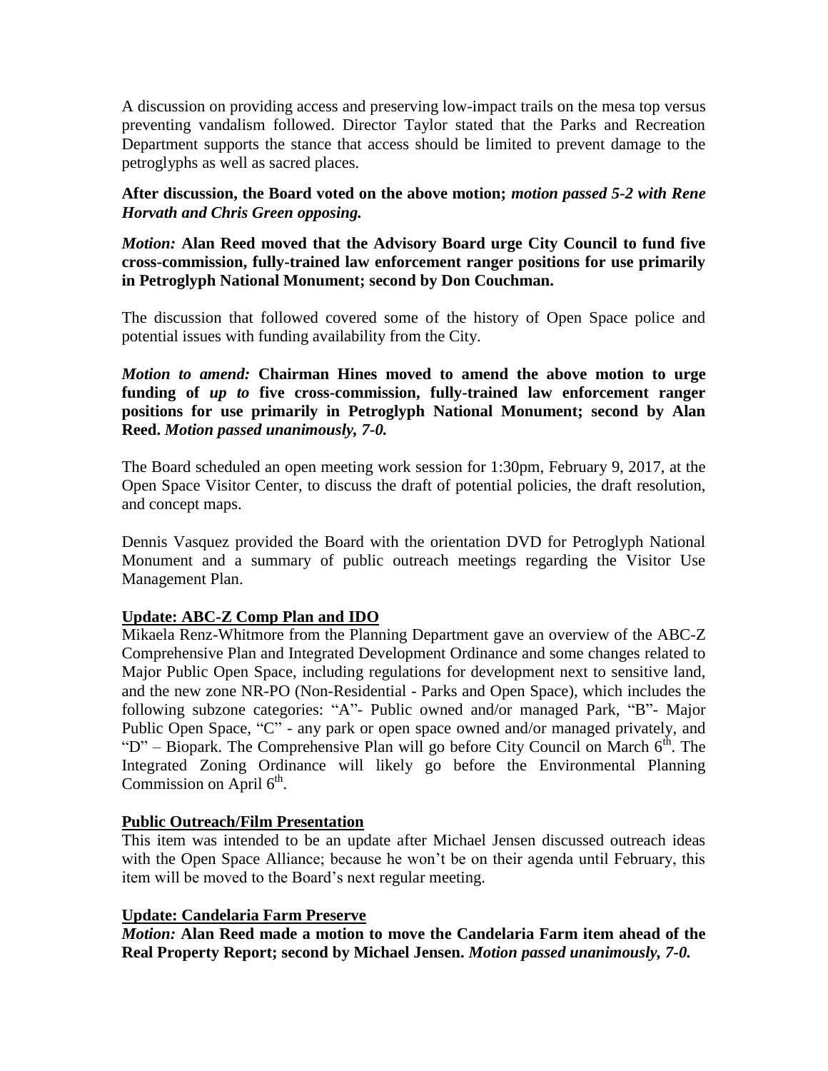A discussion on providing access and preserving low-impact trails on the mesa top versus preventing vandalism followed. Director Taylor stated that the Parks and Recreation Department supports the stance that access should be limited to prevent damage to the petroglyphs as well as sacred places.

**After discussion, the Board voted on the above motion;** ***motion passed 5-2 with Rene Horvath and Chris Green opposing.***

***Motion:*** **Alan Reed moved that the Advisory Board urge City Council to fund five cross-commission, fully-trained law enforcement ranger positions for use primarily in Petroglyph National Monument; second by Don Couchman.**

The discussion that followed covered some of the history of Open Space police and potential issues with funding availability from the City.

***Motion to amend:*** **Chairman Hines moved to amend the above motion to urge funding of** ***up to*** **five cross-commission, fully-trained law enforcement ranger positions for use primarily in Petroglyph National Monument; second by Alan Reed.** ***Motion passed unanimously, 7-0.***

The Board scheduled an open meeting work session for 1:30pm, February 9, 2017, at the Open Space Visitor Center, to discuss the draft of potential policies, the draft resolution, and concept maps.

Dennis Vasquez provided the Board with the orientation DVD for Petroglyph National Monument and a summary of public outreach meetings regarding the Visitor Use Management Plan.

**Update: ABC-Z Comp Plan and IDO**

Mikaela Renz-Whitmore from the Planning Department gave an overview of the ABC-Z Comprehensive Plan and Integrated Development Ordinance and some changes related to Major Public Open Space, including regulations for development next to sensitive land, and the new zone NR-PO (Non-Residential - Parks and Open Space), which includes the following subzone categories: "A"- Public owned and/or managed Park, "B"- Major Public Open Space, "C" - any park or open space owned and/or managed privately, and "D" – Biopark. The Comprehensive Plan will go before City Council on March 6th. The Integrated Zoning Ordinance will likely go before the Environmental Planning Commission on April 6th.

**Public Outreach/Film Presentation**

This item was intended to be an update after Michael Jensen discussed outreach ideas with the Open Space Alliance; because he won't be on their agenda until February, this item will be moved to the Board's next regular meeting.

**Update: Candelaria Farm Preserve**

***Motion:*** **Alan Reed made a motion to move the Candelaria Farm item ahead of the Real Property Report; second by Michael Jensen.** ***Motion passed unanimously, 7-0.***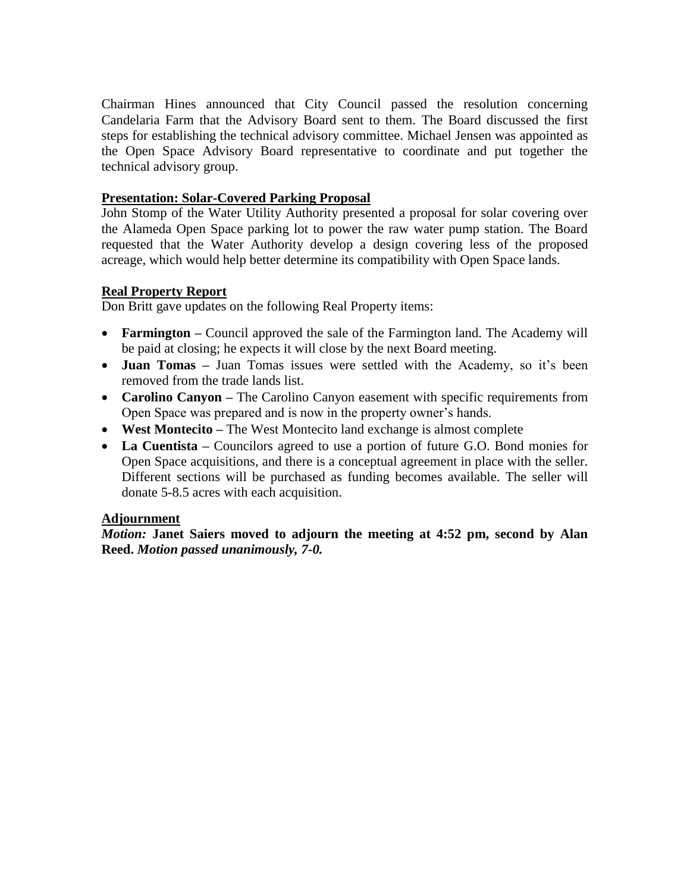Chairman Hines announced that City Council passed the resolution concerning Candelaria Farm that the Advisory Board sent to them. The Board discussed the first steps for establishing the technical advisory committee. Michael Jensen was appointed as the Open Space Advisory Board representative to coordinate and put together the technical advisory group.

**Presentation: Solar-Covered Parking Proposal**

John Stomp of the Water Utility Authority presented a proposal for solar covering over the Alameda Open Space parking lot to power the raw water pump station. The Board requested that the Water Authority develop a design covering less of the proposed acreage, which would help better determine its compatibility with Open Space lands.

**Real Property Report**

Don Britt gave updates on the following Real Property items:

- **Farmington –** Council approved the sale of the Farmington land. The Academy will be paid at closing; he expects it will close by the next Board meeting.
- **Juan Tomas –** Juan Tomas issues were settled with the Academy, so it's been removed from the trade lands list.
- **Carolino Canyon –** The Carolino Canyon easement with specific requirements from Open Space was prepared and is now in the property owner's hands.
- **West Montecito –** The West Montecito land exchange is almost complete
- **La Cuentista –** Councilors agreed to use a portion of future G.O. Bond monies for Open Space acquisitions, and there is a conceptual agreement in place with the seller. Different sections will be purchased as funding becomes available. The seller will donate 5-8.5 acres with each acquisition.

**Adjournment**

***Motion:*** **Janet Saiers moved to adjourn the meeting at 4:52 pm, second by Alan Reed.** ***Motion passed unanimously, 7-0.***